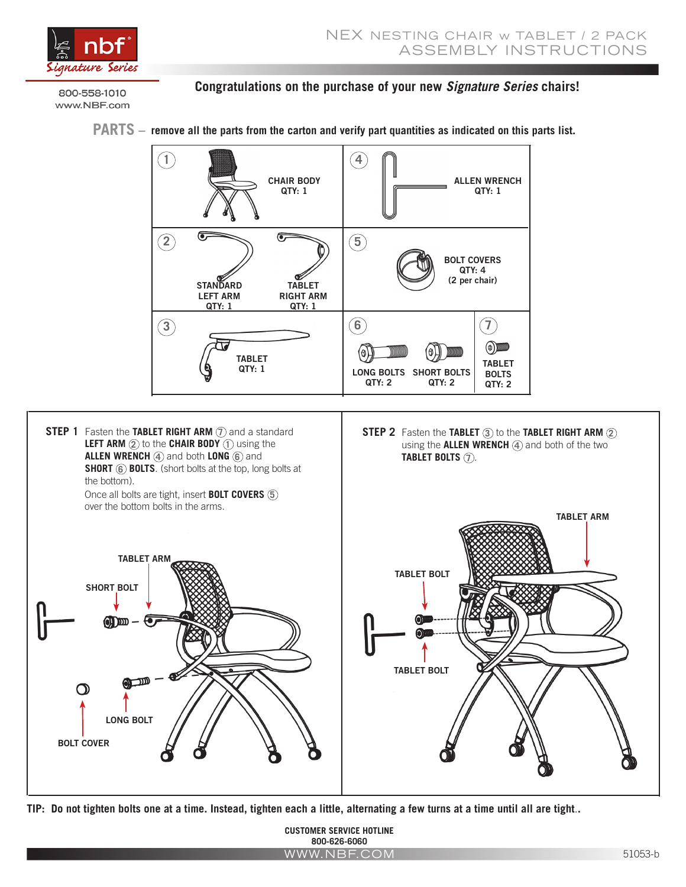# NEX NESTING CHAIR w TABLET / 2 PACK
## ASSEMBLY INSTRUCTIONS

800-558-1010
www.NBF.com

**Congratulations on the purchase of your new *Signature Series* chairs!**

## PARTS – remove all the parts from the carton and verify part quantities as indicated on this parts list.

| # | Part | Qty |
|---|---|---|
| 1 | CHAIR BODY | QTY: 1 |
| 2 | STANDARD LEFT ARM | QTY: 1 |
| 2 | TABLET RIGHT ARM | QTY: 1 |
| 3 | TABLET | QTY: 1 |
| 4 | ALLEN WRENCH | QTY: 1 |
| 5 | BOLT COVERS | QTY: 4 (2 per chair) |
| 6 | LONG BOLTS | QTY: 2 |
| 6 | SHORT BOLTS | QTY: 2 |
| 7 | TABLET BOLTS | QTY: 2 |

**STEP 1** Fasten the **TABLET RIGHT ARM** ⑦ and a standard **LEFT ARM** ② to the **CHAIR BODY** ① using the **ALLEN WRENCH** ④ and both **LONG** ⑥ and **SHORT** ⑥ **BOLTS**. (short bolts at the top, long bolts at the bottom).

Once all bolts are tight, insert **BOLT COVERS** ⑤ over the bottom bolts in the arms.

TABLET ARM
SHORT BOLT
LONG BOLT
BOLT COVER

**STEP 2** Fasten the **TABLET** ③ to the **TABLET RIGHT ARM** ② using the **ALLEN WRENCH** ④ and both of the two **TABLET BOLTS** ⑦.

TABLET ARM
TABLET BOLT
TABLET BOLT

**TIP: Do not tighten bolts one at a time. Instead, tighten each a little, alternating a few turns at a time until all are tight..**

**CUSTOMER SERVICE HOTLINE**
**800-626-6060**

WWW.NBF.COM

51053-b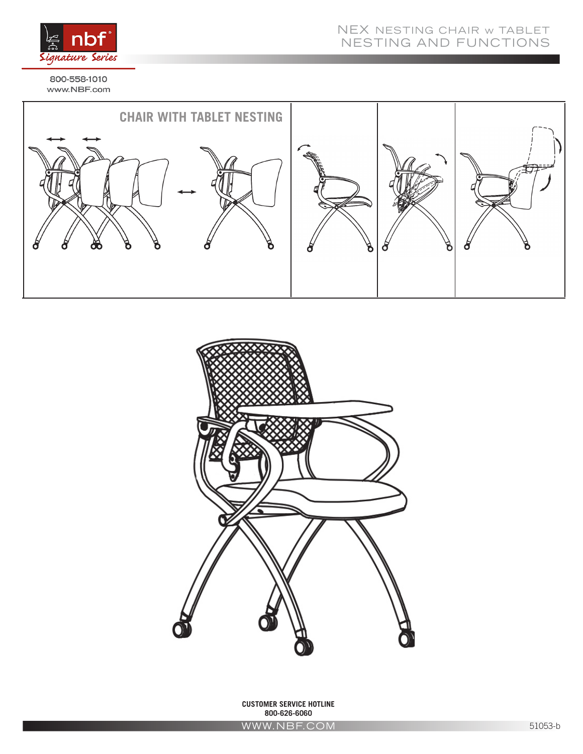nbf® Signature Series

800-558-1010
www.NBF.com

# NEX NESTING CHAIR w TABLET
# NESTING AND FUNCTIONS

## CHAIR WITH TABLET NESTING

**CUSTOMER SERVICE HOTLINE**
**800-626-6060**

WWW.NBF.COM

51053-b